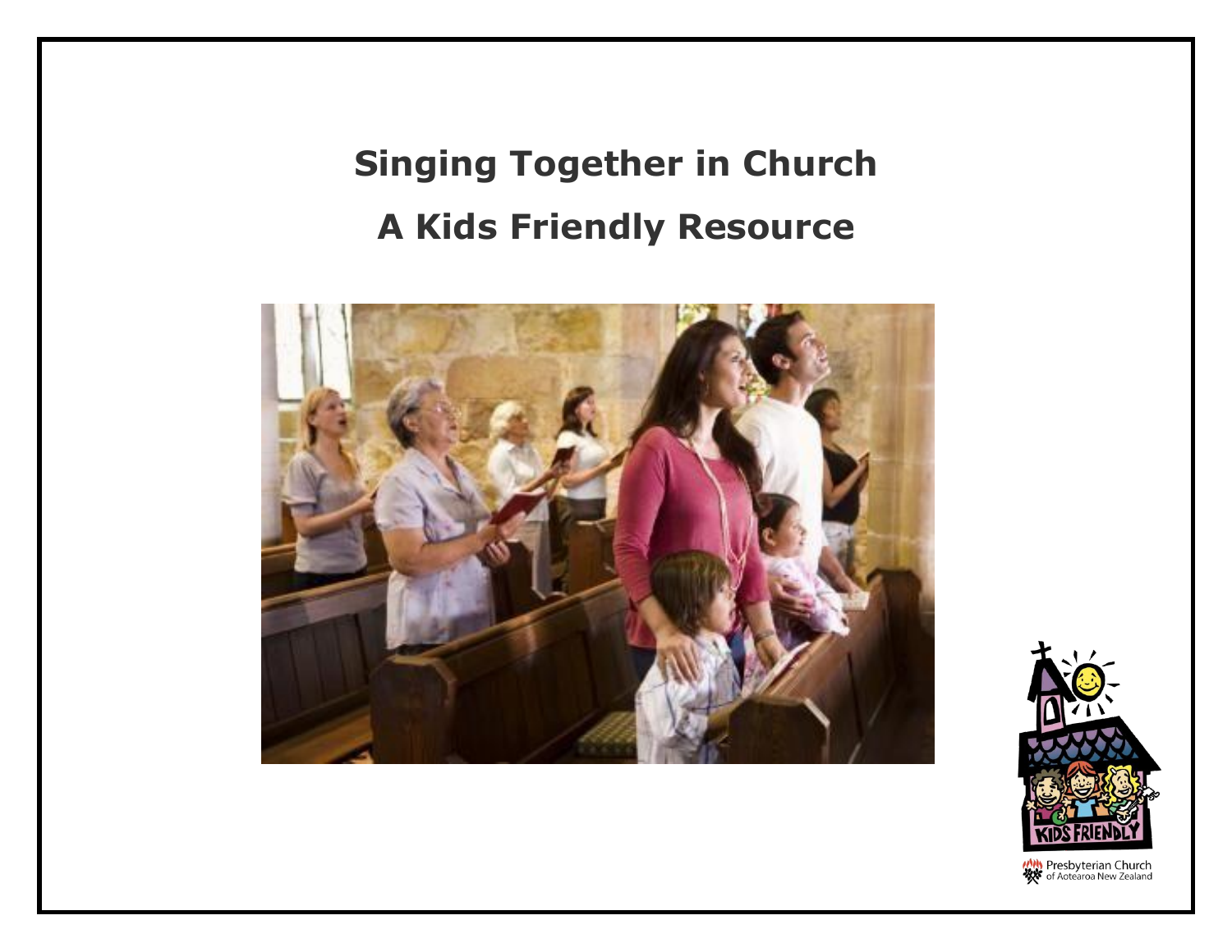# Singing Together in Church

# A Kids Friendly Resource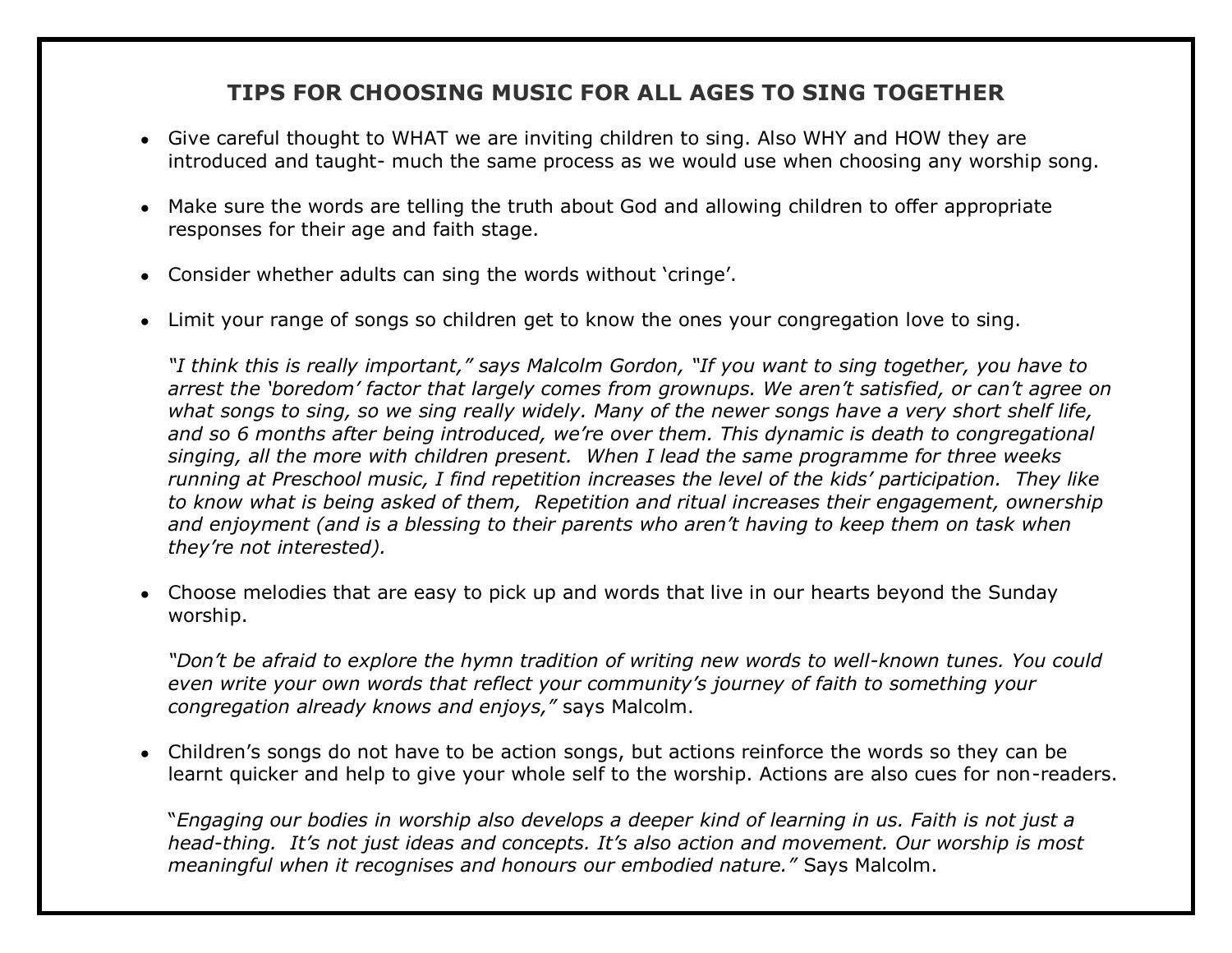## TIPS FOR CHOOSING MUSIC FOR ALL AGES TO SING TOGETHER

- Give careful thought to WHAT we are inviting children to sing. Also WHY and HOW they are introduced and taught- much the same process as we would use when choosing any worship song.

- Make sure the words are telling the truth about God and allowing children to offer appropriate responses for their age and faith stage.

- Consider whether adults can sing the words without 'cringe'.

- Limit your range of songs so children get to know the ones your congregation love to sing.

  *"I think this is really important," says Malcolm Gordon, "If you want to sing together, you have to arrest the 'boredom' factor that largely comes from grownups. We aren't satisfied, or can't agree on what songs to sing, so we sing really widely. Many of the newer songs have a very short shelf life, and so 6 months after being introduced, we're over them. This dynamic is death to congregational singing, all the more with children present. When I lead the same programme for three weeks running at Preschool music, I find repetition increases the level of the kids' participation. They like to know what is being asked of them, Repetition and ritual increases their engagement, ownership and enjoyment (and is a blessing to their parents who aren't having to keep them on task when they're not interested).*

- Choose melodies that are easy to pick up and words that live in our hearts beyond the Sunday worship.

  *"Don't be afraid to explore the hymn tradition of writing new words to well-known tunes. You could even write your own words that reflect your community's journey of faith to something your congregation already knows and enjoys,"* says Malcolm.

- Children's songs do not have to be action songs, but actions reinforce the words so they can be learnt quicker and help to give your whole self to the worship. Actions are also cues for non-readers.

  "*Engaging our bodies in worship also develops a deeper kind of learning in us. Faith is not just a head-thing. It's not just ideas and concepts. It's also action and movement. Our worship is most meaningful when it recognises and honours our embodied nature."* Says Malcolm.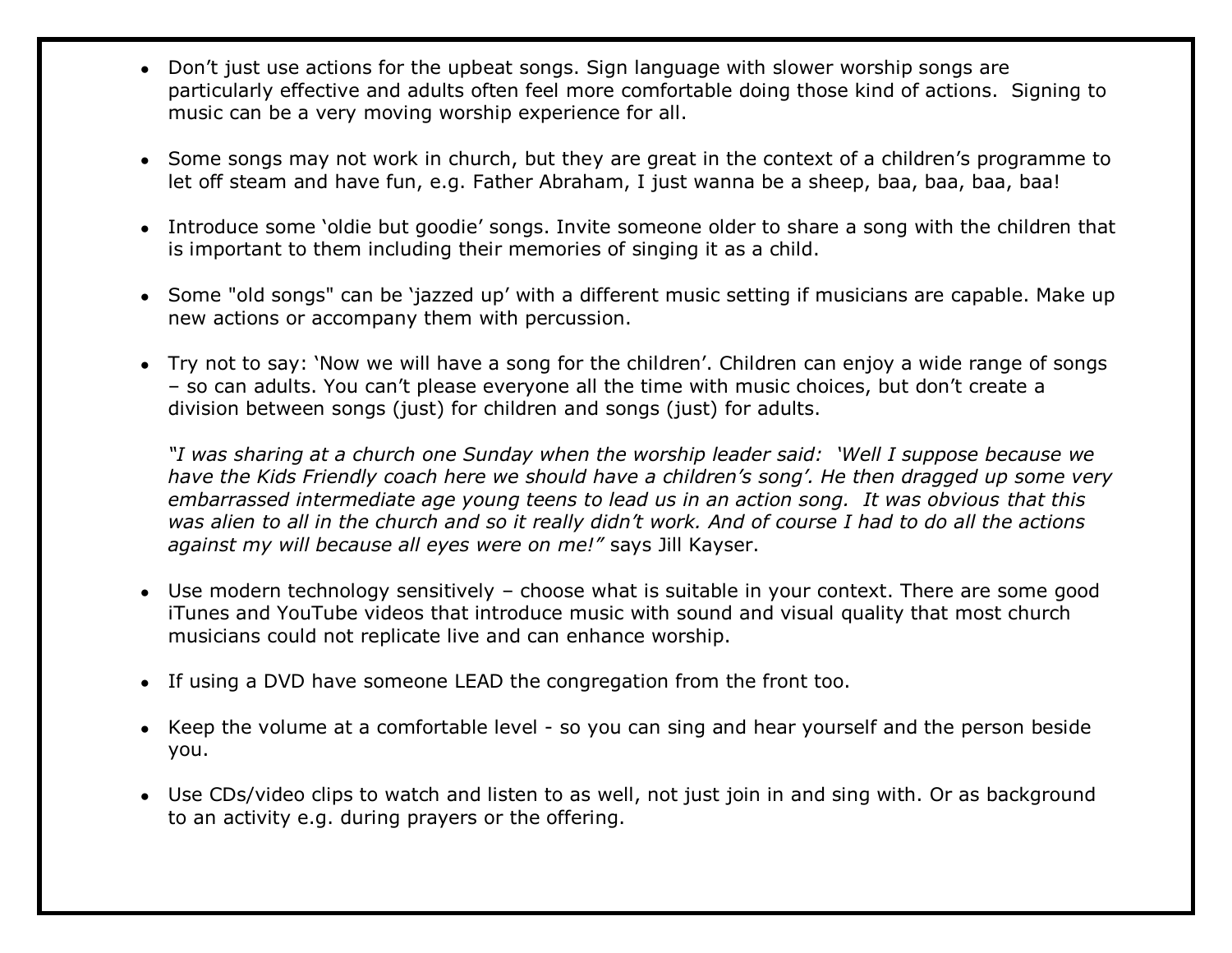- Don't just use actions for the upbeat songs. Sign language with slower worship songs are particularly effective and adults often feel more comfortable doing those kind of actions. Signing to music can be a very moving worship experience for all.

- Some songs may not work in church, but they are great in the context of a children's programme to let off steam and have fun, e.g. Father Abraham, I just wanna be a sheep, baa, baa, baa, baa!

- Introduce some 'oldie but goodie' songs. Invite someone older to share a song with the children that is important to them including their memories of singing it as a child.

- Some "old songs" can be 'jazzed up' with a different music setting if musicians are capable. Make up new actions or accompany them with percussion.

- Try not to say: 'Now we will have a song for the children'. Children can enjoy a wide range of songs – so can adults. You can't please everyone all the time with music choices, but don't create a division between songs (just) for children and songs (just) for adults.

  *"I was sharing at a church one Sunday when the worship leader said: 'Well I suppose because we have the Kids Friendly coach here we should have a children's song'. He then dragged up some very embarrassed intermediate age young teens to lead us in an action song. It was obvious that this was alien to all in the church and so it really didn't work. And of course I had to do all the actions against my will because all eyes were on me!"* says Jill Kayser.

- Use modern technology sensitively – choose what is suitable in your context. There are some good iTunes and YouTube videos that introduce music with sound and visual quality that most church musicians could not replicate live and can enhance worship.

- If using a DVD have someone LEAD the congregation from the front too.

- Keep the volume at a comfortable level - so you can sing and hear yourself and the person beside you.

- Use CDs/video clips to watch and listen to as well, not just join in and sing with. Or as background to an activity e.g. during prayers or the offering.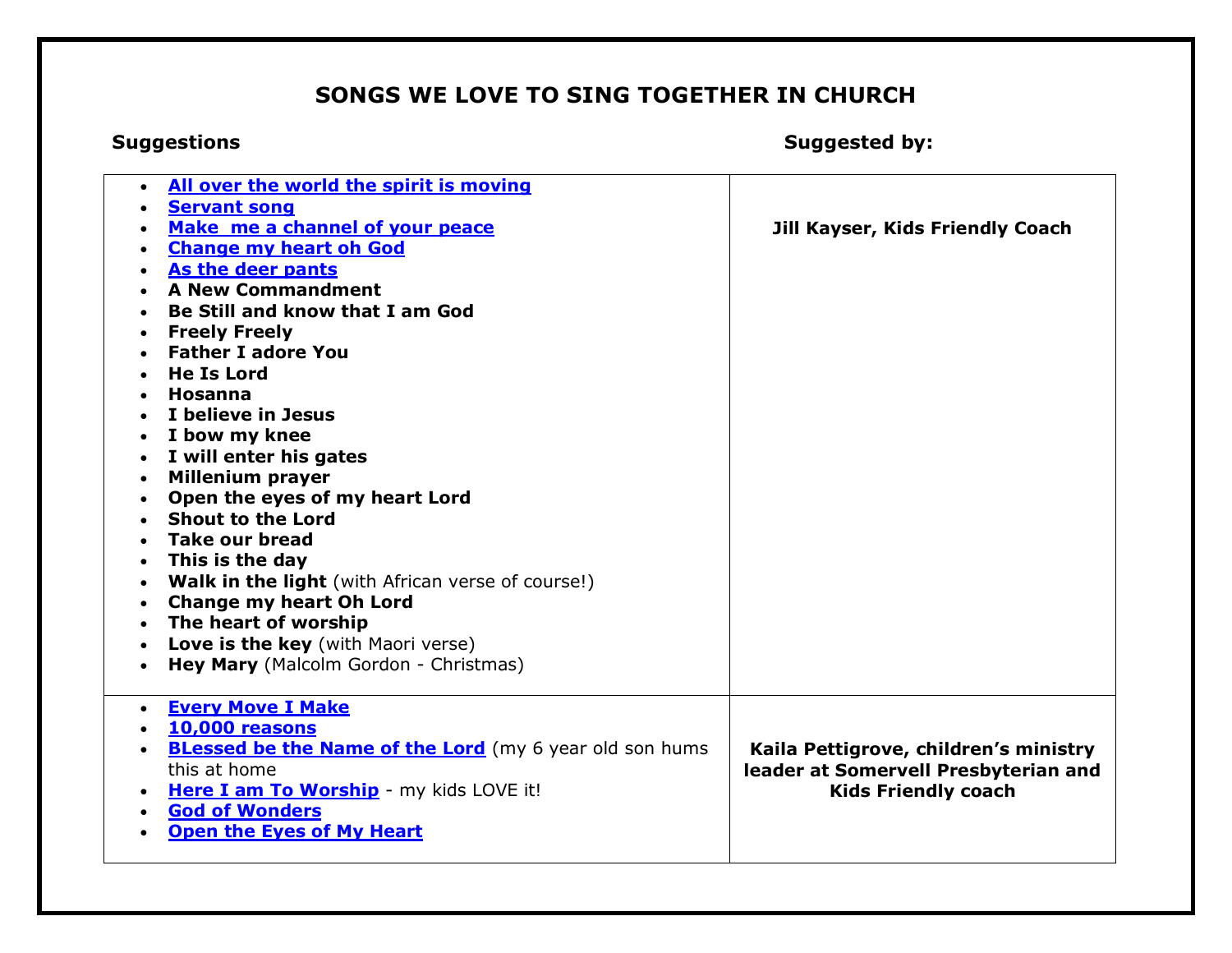## SONGS WE LOVE TO SING TOGETHER IN CHURCH

| Suggestions | Suggested by: |
|---|---|
| • **All over the world the spirit is moving**<br>• **Servant song**<br>• **Make me a channel of your peace**<br>• **Change my heart oh God**<br>• **As the deer pants**<br>• **A New Commandment**<br>• **Be Still and know that I am God**<br>• **Freely Freely**<br>• **Father I adore You**<br>• **He Is Lord**<br>• **Hosanna**<br>• **I believe in Jesus**<br>• **I bow my knee**<br>• **I will enter his gates**<br>• **Millenium prayer**<br>• **Open the eyes of my heart Lord**<br>• **Shout to the Lord**<br>• **Take our bread**<br>• **This is the day**<br>• **Walk in the light** (with African verse of course!)<br>• **Change my heart Oh Lord**<br>• **The heart of worship**<br>• **Love is the key** (with Maori verse)<br>• **Hey Mary** (Malcolm Gordon - Christmas) | **Jill Kayser, Kids Friendly Coach** |
| • **Every Move I Make**<br>• **10,000 reasons**<br>• **BLessed be the Name of the Lord** (my 6 year old son hums this at home<br>• **Here I am To Worship** - my kids LOVE it!<br>• **God of Wonders**<br>• **Open the Eyes of My Heart** | **Kaila Pettigrove, children's ministry leader at Somervell Presbyterian and Kids Friendly coach** |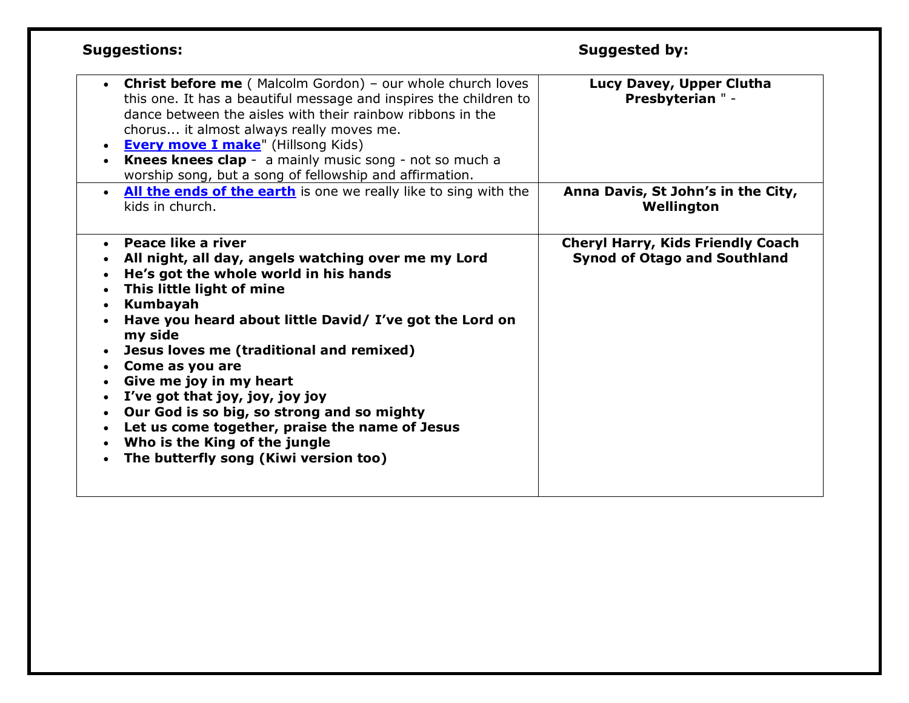| Suggestions: | Suggested by: |
| --- | --- |
| • **Christ before me** ( Malcolm Gordon) – our whole church loves this one. It has a beautiful message and inspires the children to dance between the aisles with their rainbow ribbons in the chorus... it almost always really moves me.<br>• **Every move I make**" (Hillsong Kids)<br>• **Knees knees clap** - a mainly music song - not so much a worship song, but a song of fellowship and affirmation. | **Lucy Davey, Upper Clutha Presbyterian** " - |
| • **All the ends of the earth** is one we really like to sing with the kids in church. | **Anna Davis, St John's in the City, Wellington** |
| • **Peace like a river**<br>• **All night, all day, angels watching over me my Lord**<br>• **He's got the whole world in his hands**<br>• **This little light of mine**<br>• **Kumbayah**<br>• **Have you heard about little David/ I've got the Lord on my side**<br>• **Jesus loves me (traditional and remixed)**<br>• **Come as you are**<br>• **Give me joy in my heart**<br>• **I've got that joy, joy, joy joy**<br>• **Our God is so big, so strong and so mighty**<br>• **Let us come together, praise the name of Jesus**<br>• **Who is the King of the jungle**<br>• **The butterfly song (Kiwi version too)** | **Cheryl Harry, Kids Friendly Coach Synod of Otago and Southland** |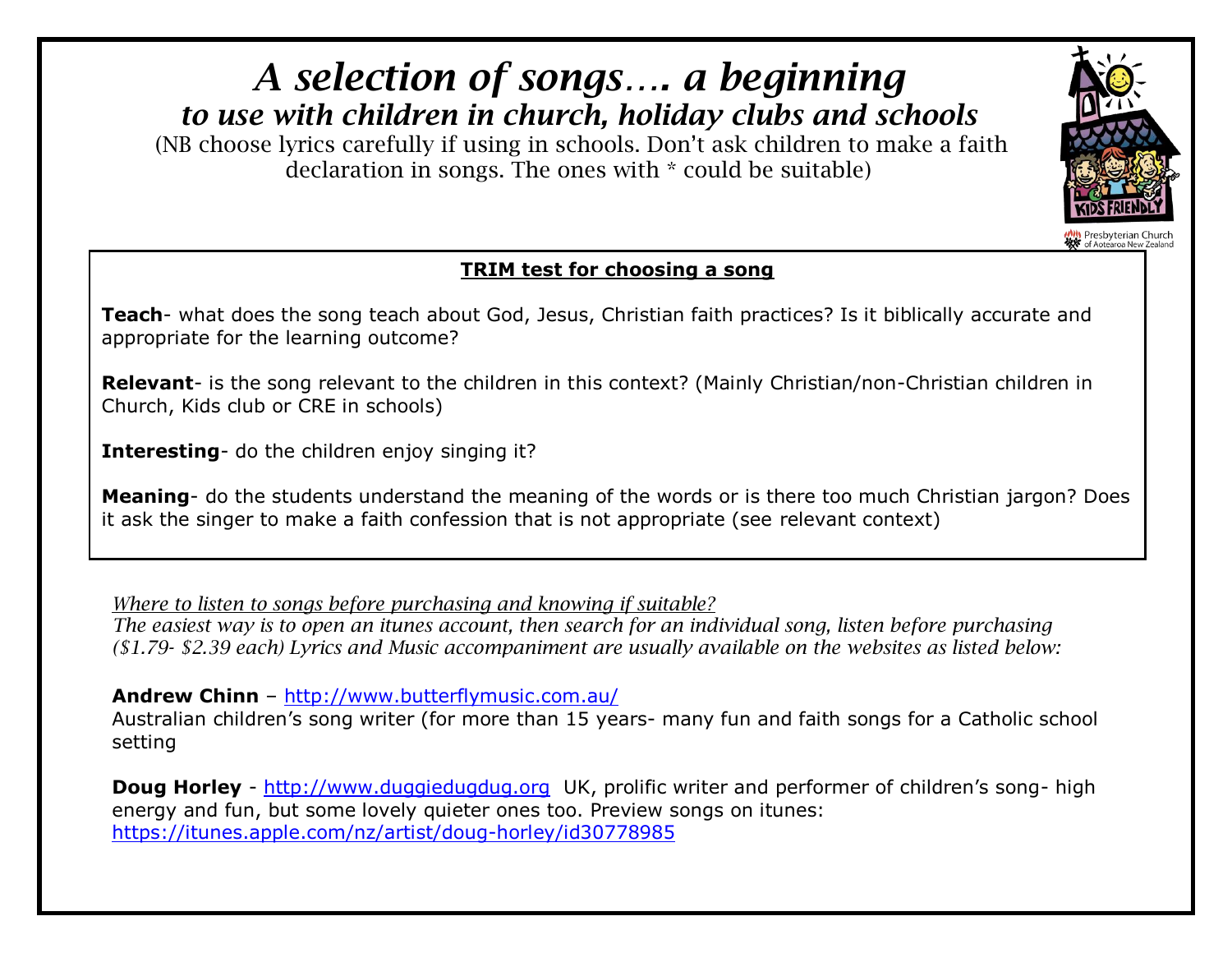# *A selection of songs…. a beginning*

## *to use with children in church, holiday clubs and schools*

(NB choose lyrics carefully if using in schools. Don't ask children to make a faith declaration in songs. The ones with * could be suitable)

**TRIM test for choosing a song**

**Teach**- what does the song teach about God, Jesus, Christian faith practices? Is it biblically accurate and appropriate for the learning outcome?

**Relevant**- is the song relevant to the children in this context? (Mainly Christian/non-Christian children in Church, Kids club or CRE in schools)

**Interesting**- do the children enjoy singing it?

**Meaning**- do the students understand the meaning of the words or is there too much Christian jargon? Does it ask the singer to make a faith confession that is not appropriate (see relevant context)

*Where to listen to songs before purchasing and knowing if suitable?*
*The easiest way is to open an itunes account, then search for an individual song, listen before purchasing ($1.79- $2.39 each) Lyrics and Music accompaniment are usually available on the websites as listed below:*

**Andrew Chinn** – http://www.butterflymusic.com.au/
Australian children's song writer (for more than 15 years- many fun and faith songs for a Catholic school setting

**Doug Horley** - http://www.duggiedugdug.org UK, prolific writer and performer of children's song- high energy and fun, but some lovely quieter ones too. Preview songs on itunes: https://itunes.apple.com/nz/artist/doug-horley/id30778985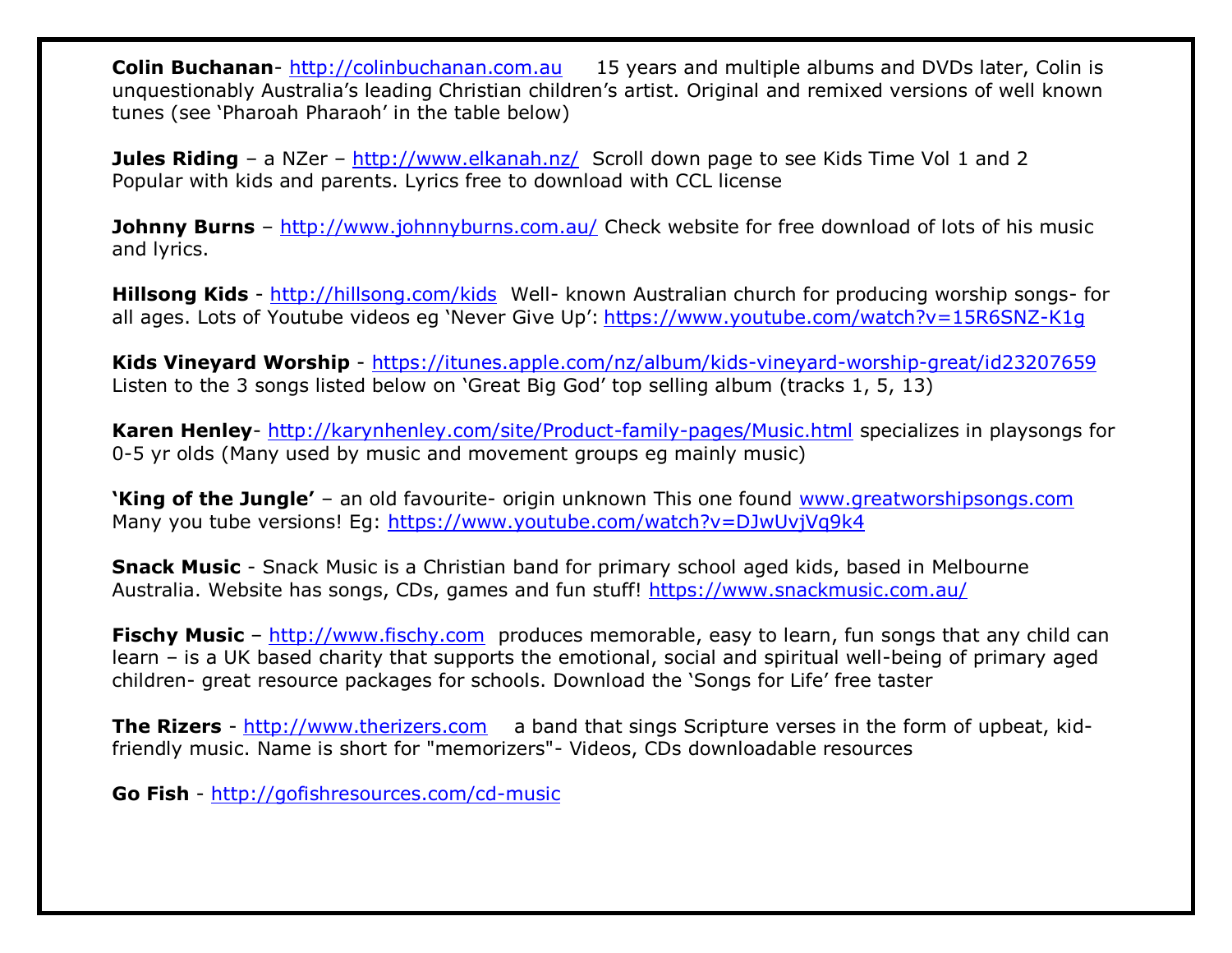**Colin Buchanan**- http://colinbuchanan.com.au 15 years and multiple albums and DVDs later, Colin is unquestionably Australia's leading Christian children's artist. Original and remixed versions of well known tunes (see 'Pharoah Pharaoh' in the table below)

**Jules Riding** – a NZer – http://www.elkanah.nz/ Scroll down page to see Kids Time Vol 1 and 2 Popular with kids and parents. Lyrics free to download with CCL license

**Johnny Burns** – http://www.johnnyburns.com.au/ Check website for free download of lots of his music and lyrics.

**Hillsong Kids** - http://hillsong.com/kids Well- known Australian church for producing worship songs- for all ages. Lots of Youtube videos eg 'Never Give Up': https://www.youtube.com/watch?v=15R6SNZ-K1g

**Kids Vineyard Worship** - https://itunes.apple.com/nz/album/kids-vineyard-worship-great/id23207659 Listen to the 3 songs listed below on 'Great Big God' top selling album (tracks 1, 5, 13)

**Karen Henley**- http://karynhenley.com/site/Product-family-pages/Music.html specializes in playsongs for 0-5 yr olds (Many used by music and movement groups eg mainly music)

**'King of the Jungle'** – an old favourite- origin unknown This one found www.greatworshipsongs.com Many you tube versions! Eg: https://www.youtube.com/watch?v=DJwUvjVq9k4

**Snack Music** - Snack Music is a Christian band for primary school aged kids, based in Melbourne Australia. Website has songs, CDs, games and fun stuff! https://www.snackmusic.com.au/

**Fischy Music** – http://www.fischy.com produces memorable, easy to learn, fun songs that any child can learn – is a UK based charity that supports the emotional, social and spiritual well-being of primary aged children- great resource packages for schools. Download the 'Songs for Life' free taster

**The Rizers** - http://www.therizers.com a band that sings Scripture verses in the form of upbeat, kid-friendly music. Name is short for "memorizers"- Videos, CDs downloadable resources

**Go Fish** - http://gofishresources.com/cd-music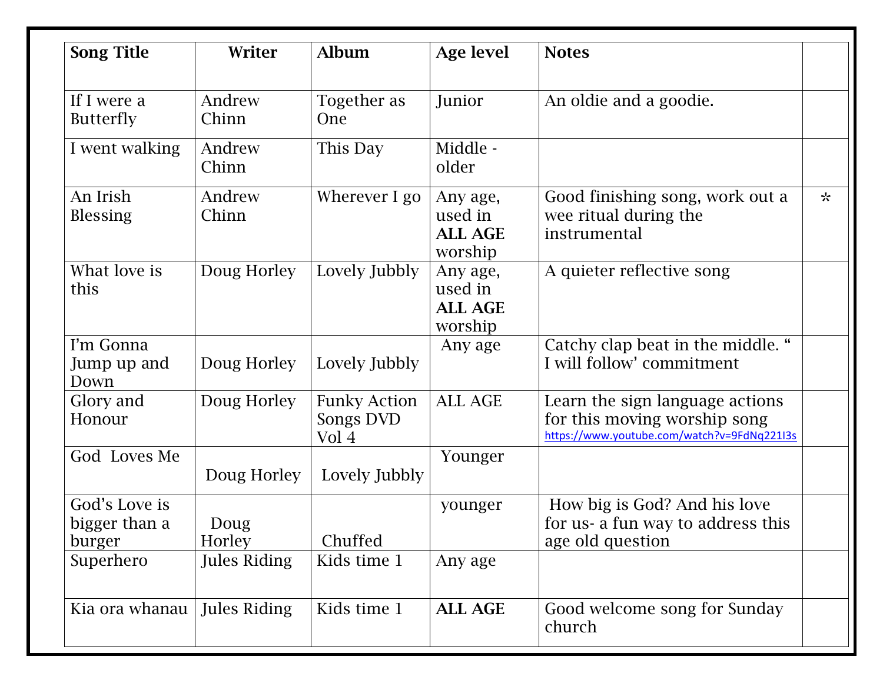| **Song Title** | **Writer** | **Album** | **Age level** | **Notes** | |
|---|---|---|---|---|---|
| If I were a Butterfly | Andrew Chinn | Together as One | Junior | An oldie and a goodie. | |
| I went walking | Andrew Chinn | This Day | Middle - older | | |
| An Irish Blessing | Andrew Chinn | Wherever I go | Any age, used in **ALL AGE** worship | Good finishing song, work out a wee ritual during the instrumental | * |
| What love is this | Doug Horley | Lovely Jubbly | Any age, used in **ALL AGE** worship | A quieter reflective song | |
| I'm Gonna Jump up and Down | Doug Horley | Lovely Jubbly | Any age | Catchy clap beat in the middle. " I will follow' commitment | |
| Glory and Honour | Doug Horley | Funky Action Songs DVD Vol 4 | ALL AGE | Learn the sign language actions for this moving worship song https://www.youtube.com/watch?v=9FdNq221I3s | |
| God Loves Me | Doug Horley | Lovely Jubbly | Younger | | |
| God's Love is bigger than a burger | Doug Horley | Chuffed | younger | How big is God? And his love for us- a fun way to address this age old question | |
| Superhero | Jules Riding | Kids time 1 | Any age | | |
| Kia ora whanau | Jules Riding | Kids time 1 | **ALL AGE** | Good welcome song for Sunday church | |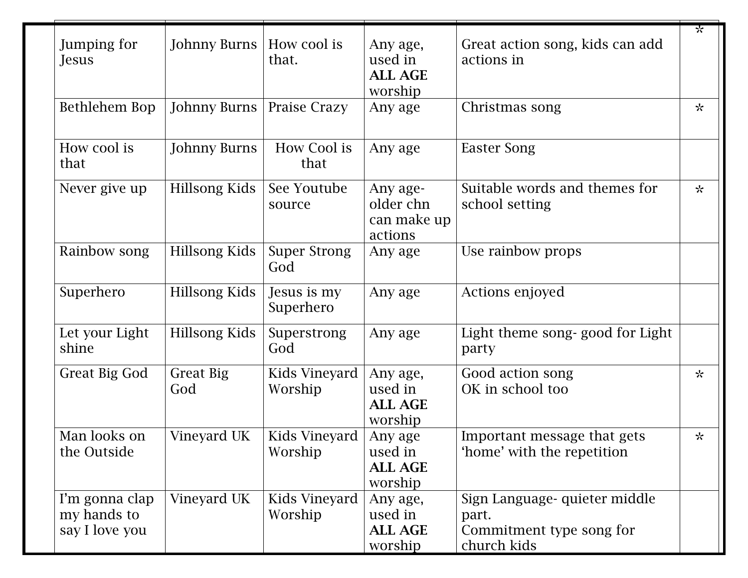| | | | | | |
|---|---|---|---|---|---|
| Jumping for Jesus | Johnny Burns | How cool is that. | Any age, used in **ALL AGE** worship | Great action song, kids can add actions in | * |
| Bethlehem Bop | Johnny Burns | Praise Crazy | Any age | Christmas song | * |
| How cool is that | Johnny Burns | How Cool is that | Any age | Easter Song | |
| Never give up | Hillsong Kids | See Youtube source | Any age- older chn can make up actions | Suitable words and themes for school setting | * |
| Rainbow song | Hillsong Kids | Super Strong God | Any age | Use rainbow props | |
| Superhero | Hillsong Kids | Jesus is my Superhero | Any age | Actions enjoyed | |
| Let your Light shine | Hillsong Kids | Superstrong God | Any age | Light theme song- good for Light party | |
| Great Big God | Great Big God | Kids Vineyard Worship | Any age, used in **ALL AGE** worship | Good action song<br>OK in school too | * |
| Man looks on the Outside | Vineyard UK | Kids Vineyard Worship | Any age used in **ALL AGE** worship | Important message that gets 'home' with the repetition | * |
| I'm gonna clap my hands to say I love you | Vineyard UK | Kids Vineyard Worship | Any age, used in **ALL AGE** worship | Sign Language- quieter middle part.<br>Commitment type song for church kids | |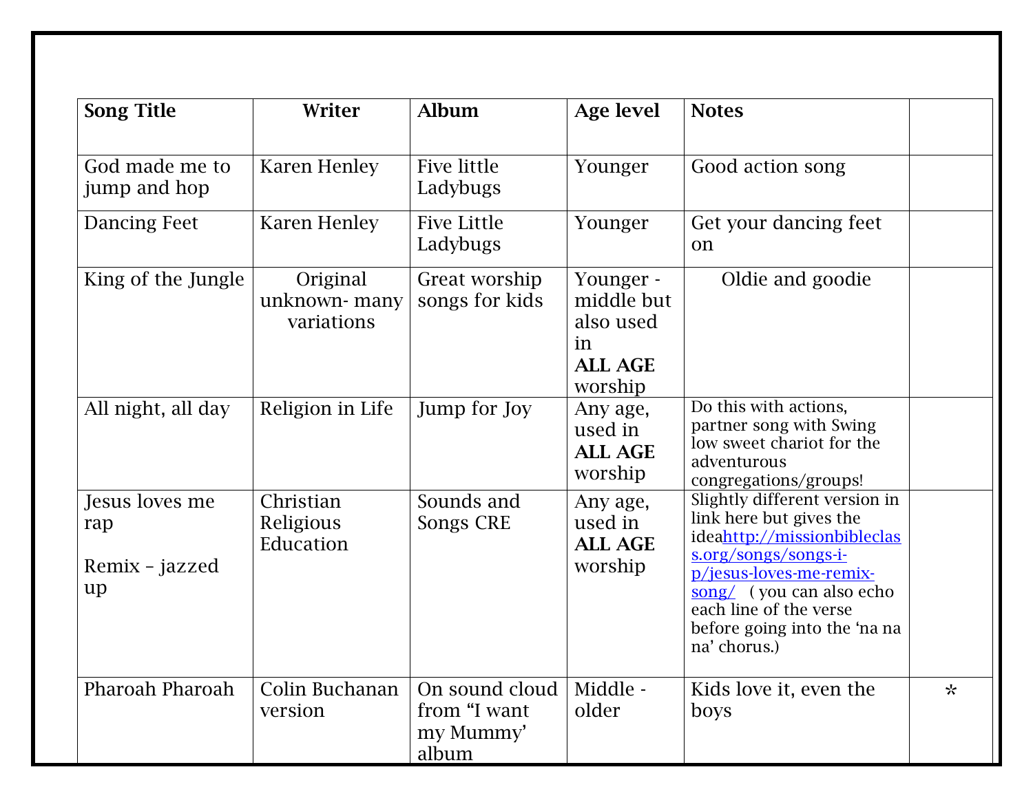| Song Title | Writer | Album | Age level | Notes | |
|---|---|---|---|---|---|
| God made me to jump and hop | Karen Henley | Five little Ladybugs | Younger | Good action song | |
| Dancing Feet | Karen Henley | Five Little Ladybugs | Younger | Get your dancing feet on | |
| King of the Jungle | Original unknown- many variations | Great worship songs for kids | Younger - middle but also used in **ALL AGE** worship | Oldie and goodie | |
| All night, all day | Religion in Life | Jump for Joy | Any age, used in **ALL AGE** worship | Do this with actions, partner song with Swing low sweet chariot for the adventurous congregations/groups! | |
| Jesus loves me rap<br><br>Remix – jazzed up | Christian Religious Education | Sounds and Songs CRE | Any age, used in **ALL AGE** worship | Slightly different version in link here but gives the ideahttp://missionbibleclass.org/songs/songs-i-p/jesus-loves-me-remix-song/ ( you can also echo each line of the verse before going into the 'na na na' chorus.) | |
| Pharoah Pharoah | Colin Buchanan version | On sound cloud from "I want my Mummy' album | Middle - older | Kids love it, even the boys | * |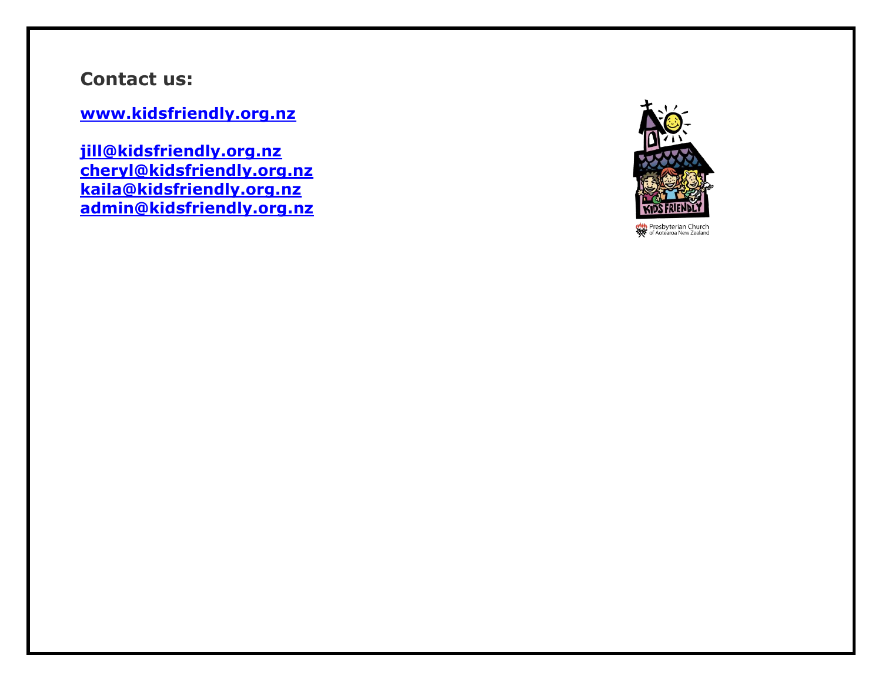**Contact us:**

www.kidsfriendly.org.nz

jill@kidsfriendly.org.nz
cheryl@kidsfriendly.org.nz
kaila@kidsfriendly.org.nz
admin@kidsfriendly.org.nz